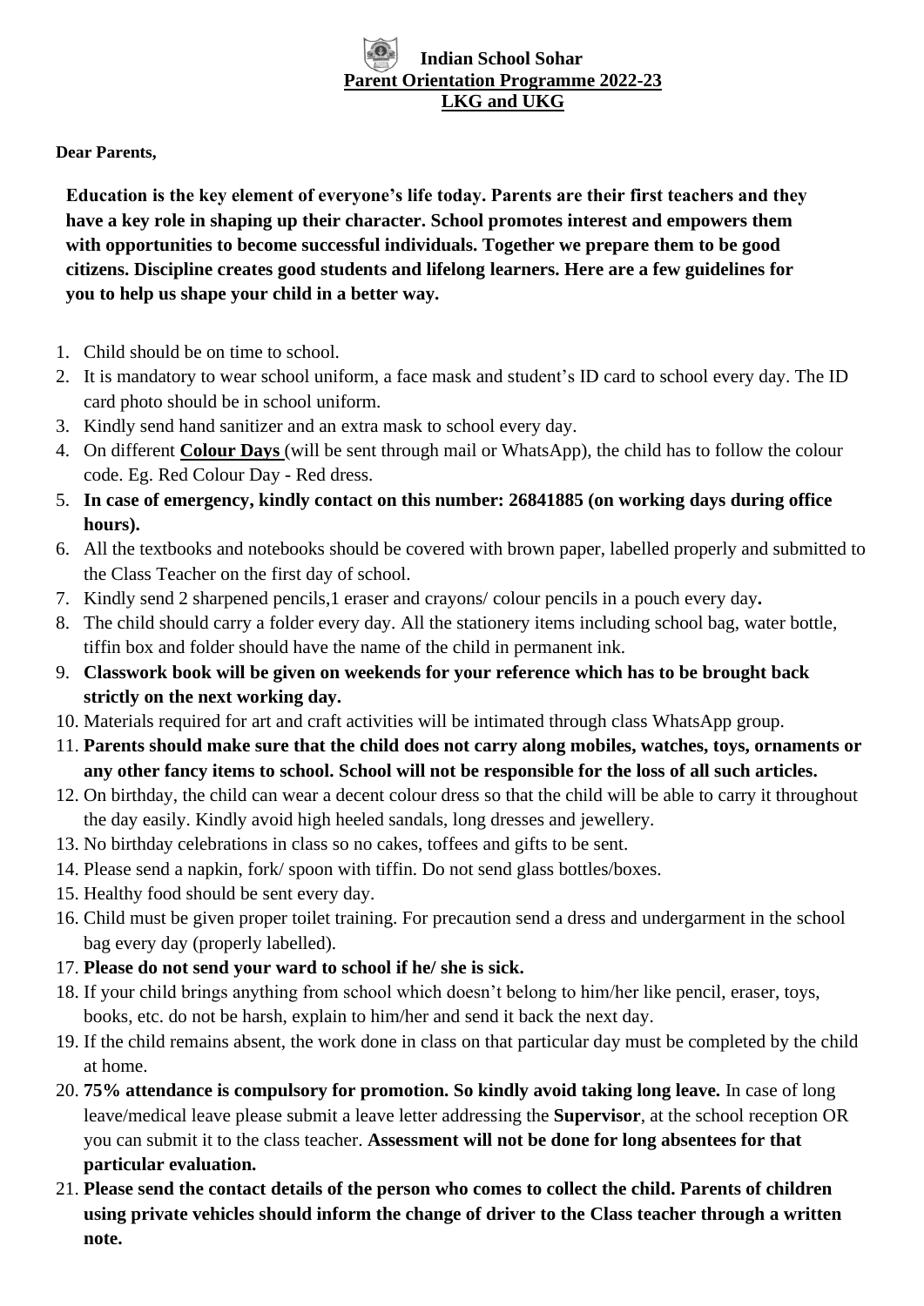**Indian School Sohar**

**Parent Orientation Programme 2022-23**

**LKG and UKG**

**Dear Parents,**

**Education is the key element of everyone's life today. Parents are their first teachers and they have a key role in shaping up their character. School promotes interest and empowers them with opportunities to become successful individuals. Together we prepare them to be good citizens. Discipline creates good students and lifelong learners. Here are a few guidelines for you to help us shape your child in a better way.**

1. Child should be on time to school.
2. It is mandatory to wear school uniform, a face mask and student's ID card to school every day. The ID card photo should be in school uniform.
3. Kindly send hand sanitizer and an extra mask to school every day.
4. On different **Colour Days** (will be sent through mail or WhatsApp), the child has to follow the colour code. Eg. Red Colour Day - Red dress.
5. **In case of emergency, kindly contact on this number: 26841885 (on working days during office hours).**
6. All the textbooks and notebooks should be covered with brown paper, labelled properly and submitted to the Class Teacher on the first day of school.
7. Kindly send 2 sharpened pencils,1 eraser and crayons/ colour pencils in a pouch every day**.**
8. The child should carry a folder every day. All the stationery items including school bag, water bottle, tiffin box and folder should have the name of the child in permanent ink.
9. **Classwork book will be given on weekends for your reference which has to be brought back strictly on the next working day.**
10. Materials required for art and craft activities will be intimated through class WhatsApp group.
11. **Parents should make sure that the child does not carry along mobiles, watches, toys, ornaments or any other fancy items to school. School will not be responsible for the loss of all such articles.**
12. On birthday, the child can wear a decent colour dress so that the child will be able to carry it throughout the day easily. Kindly avoid high heeled sandals, long dresses and jewellery.
13. No birthday celebrations in class so no cakes, toffees and gifts to be sent.
14. Please send a napkin, fork/ spoon with tiffin. Do not send glass bottles/boxes.
15. Healthy food should be sent every day.
16. Child must be given proper toilet training. For precaution send a dress and undergarment in the school bag every day (properly labelled).
17. **Please do not send your ward to school if he/ she is sick.**
18. If your child brings anything from school which doesn't belong to him/her like pencil, eraser, toys, books, etc. do not be harsh, explain to him/her and send it back the next day.
19. If the child remains absent, the work done in class on that particular day must be completed by the child at home.
20. **75% attendance is compulsory for promotion. So kindly avoid taking long leave.** In case of long leave/medical leave please submit a leave letter addressing the **Supervisor**, at the school reception OR you can submit it to the class teacher. **Assessment will not be done for long absentees for that particular evaluation.**
21. **Please send the contact details of the person who comes to collect the child. Parents of children using private vehicles should inform the change of driver to the Class teacher through a written note.**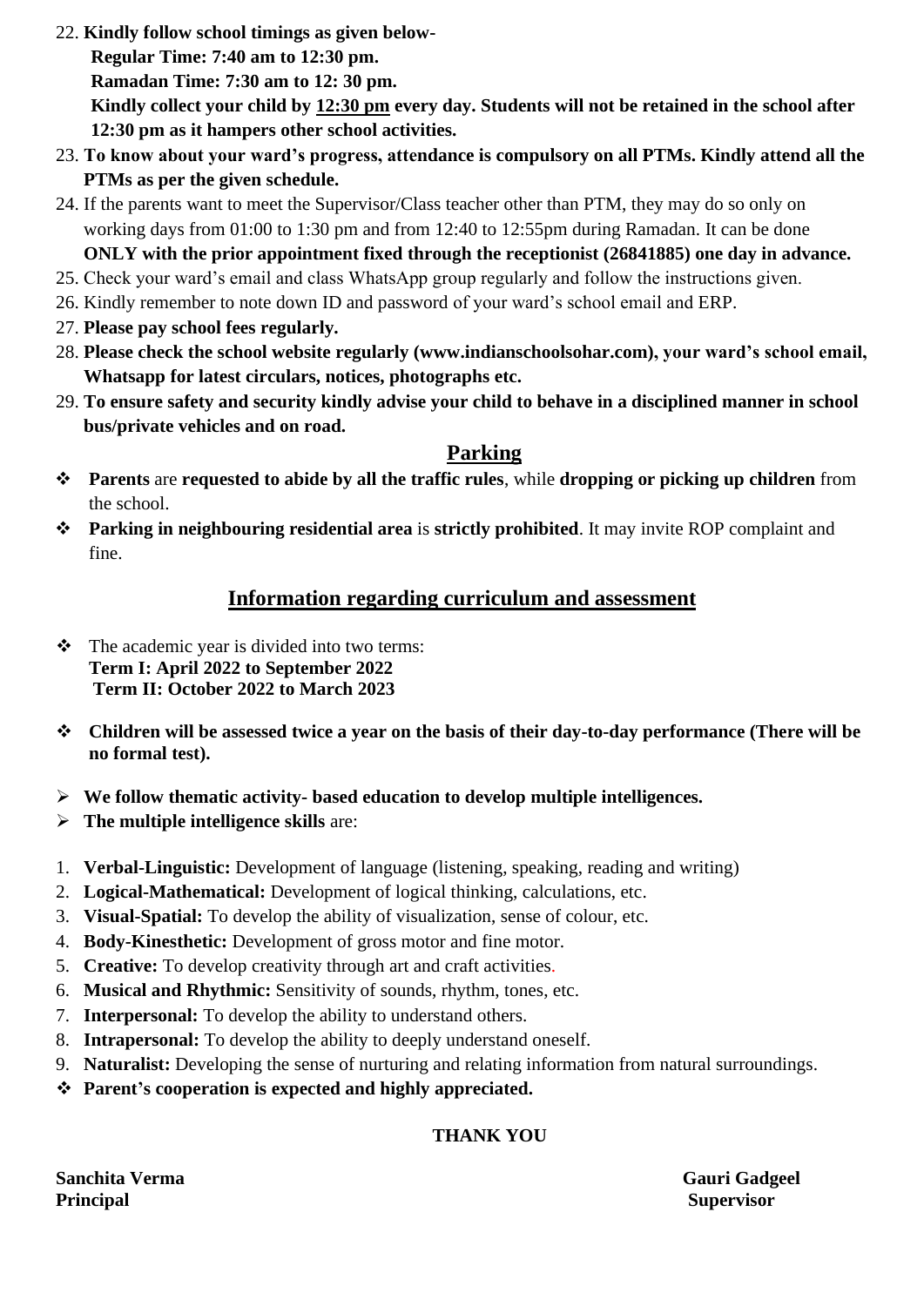22. **Kindly follow school timings as given below-**
    **Regular Time: 7:40 am to 12:30 pm.**
    **Ramadan Time: 7:30 am to 12: 30 pm.**
    **Kindly collect your child by 12:30 pm every day. Students will not be retained in the school after 12:30 pm as it hampers other school activities.**
23. **To know about your ward's progress, attendance is compulsory on all PTMs. Kindly attend all the PTMs as per the given schedule.**
24. If the parents want to meet the Supervisor/Class teacher other than PTM, they may do so only on working days from 01:00 to 1:30 pm and from 12:40 to 12:55pm during Ramadan. It can be done **ONLY with the prior appointment fixed through the receptionist (26841885) one day in advance.**
25. Check your ward's email and class WhatsApp group regularly and follow the instructions given.
26. Kindly remember to note down ID and password of your ward's school email and ERP.
27. **Please pay school fees regularly.**
28. **Please check the school website regularly (www.indianschoolsohar.com), your ward's school email, Whatsapp for latest circulars, notices, photographs etc.**
29. **To ensure safety and security kindly advise your child to behave in a disciplined manner in school bus/private vehicles and on road.**

## Parking

- **Parents** are **requested to abide by all the traffic rules**, while **dropping or picking up children** from the school.
- **Parking in neighbouring residential area** is **strictly prohibited**. It may invite ROP complaint and fine.

## Information regarding curriculum and assessment

- The academic year is divided into two terms:
  **Term I: April 2022 to September 2022**
  **Term II: October 2022 to March 2023**
- **Children will be assessed twice a year on the basis of their day-to-day performance (There will be no formal test).**

- **We follow thematic activity- based education to develop multiple intelligences.**
- **The multiple intelligence skills** are:

1. **Verbal-Linguistic:** Development of language (listening, speaking, reading and writing)
2. **Logical-Mathematical:** Development of logical thinking, calculations, etc.
3. **Visual-Spatial:** To develop the ability of visualization, sense of colour, etc.
4. **Body-Kinesthetic:** Development of gross motor and fine motor.
5. **Creative:** To develop creativity through art and craft activities.
6. **Musical and Rhythmic:** Sensitivity of sounds, rhythm, tones, etc.
7. **Interpersonal:** To develop the ability to understand others.
8. **Intrapersonal:** To develop the ability to deeply understand oneself.
9. **Naturalist:** Developing the sense of nurturing and relating information from natural surroundings.

- **Parent's cooperation is expected and highly appreciated.**

**THANK YOU**

**Sanchita Verma**
**Principal**

**Gauri Gadgeel**
**Supervisor**